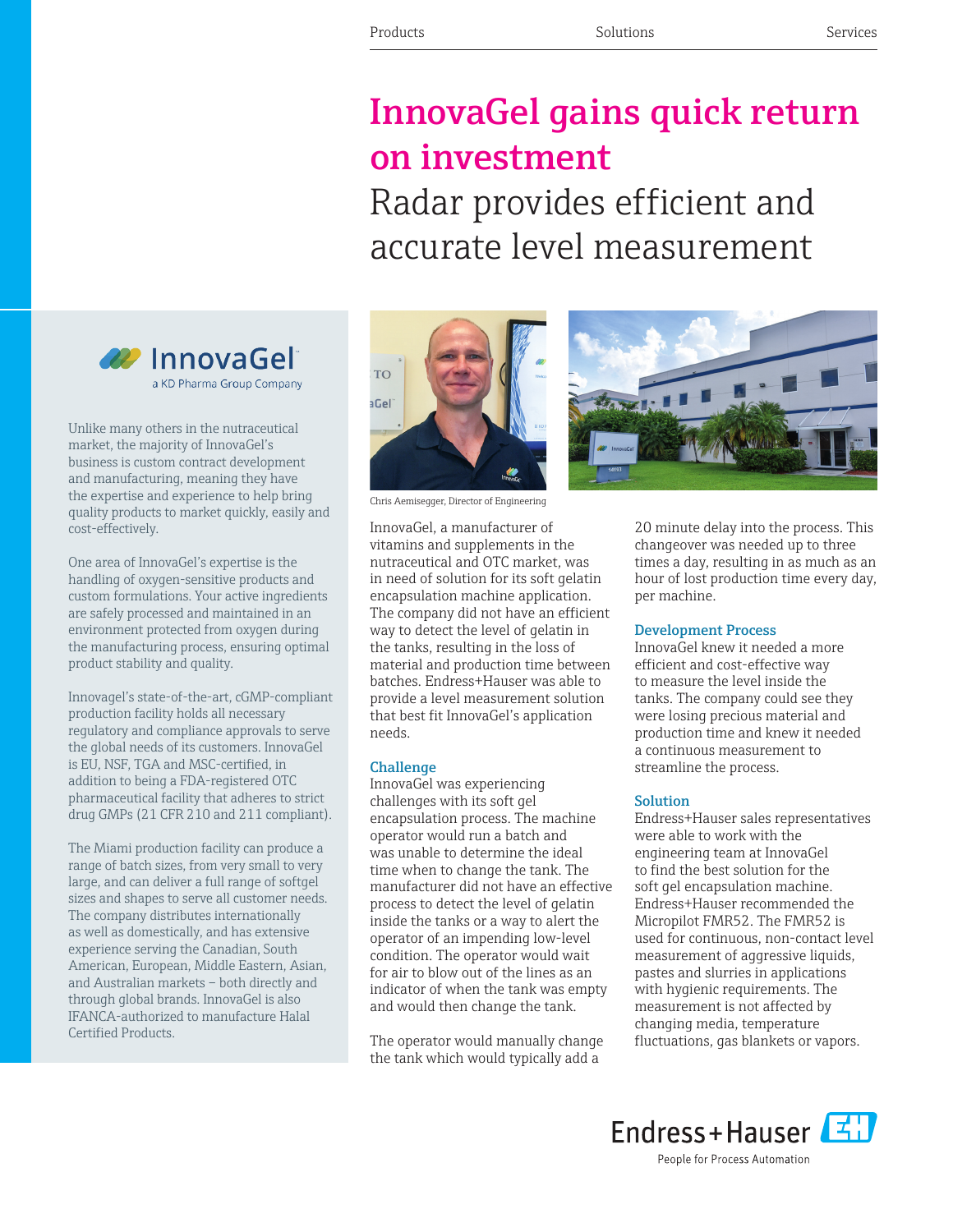Products Solutions Services

# InnovaGel gains quick return on investment

## Radar provides efficient and accurate level measurement

InnovaGel
a KD Pharma Group Company

Unlike many others in the nutraceutical market, the majority of InnovaGel's business is custom contract development and manufacturing, meaning they have the expertise and experience to help bring quality products to market quickly, easily and cost-effectively.

One area of InnovaGel's expertise is the handling of oxygen-sensitive products and custom formulations. Your active ingredients are safely processed and maintained in an environment protected from oxygen during the manufacturing process, ensuring optimal product stability and quality.

Innovagel's state-of-the-art, cGMP-compliant production facility holds all necessary regulatory and compliance approvals to serve the global needs of its customers. InnovaGel is EU, NSF, TGA and MSC-certified, in addition to being a FDA-registered OTC pharmaceutical facility that adheres to strict drug GMPs (21 CFR 210 and 211 compliant).

The Miami production facility can produce a range of batch sizes, from very small to very large, and can deliver a full range of softgel sizes and shapes to serve all customer needs. The company distributes internationally as well as domestically, and has extensive experience serving the Canadian, South American, European, Middle Eastern, Asian, and Australian markets – both directly and through global brands. InnovaGel is also IFANCA-authorized to manufacture Halal Certified Products.

Chris Aemisegger, Director of Engineering

InnovaGel, a manufacturer of vitamins and supplements in the nutraceutical and OTC market, was in need of solution for its soft gelatin encapsulation machine application. The company did not have an efficient way to detect the level of gelatin in the tanks, resulting in the loss of material and production time between batches. Endress+Hauser was able to provide a level measurement solution that best fit InnovaGel's application needs.

### Challenge

InnovaGel was experiencing challenges with its soft gel encapsulation process. The machine operator would run a batch and was unable to determine the ideal time when to change the tank. The manufacturer did not have an effective process to detect the level of gelatin inside the tanks or a way to alert the operator of an impending low-level condition. The operator would wait for air to blow out of the lines as an indicator of when the tank was empty and would then change the tank.

The operator would manually change the tank which would typically add a 20 minute delay into the process. This changeover was needed up to three times a day, resulting in as much as an hour of lost production time every day, per machine.

### Development Process

InnovaGel knew it needed a more efficient and cost-effective way to measure the level inside the tanks. The company could see they were losing precious material and production time and knew it needed a continuous measurement to streamline the process.

### Solution

Endress+Hauser sales representatives were able to work with the engineering team at InnovaGel to find the best solution for the soft gel encapsulation machine. Endress+Hauser recommended the Micropilot FMR52. The FMR52 is used for continuous, non-contact level measurement of aggressive liquids, pastes and slurries in applications with hygienic requirements. The measurement is not affected by changing media, temperature fluctuations, gas blankets or vapors.

Endress+Hauser
People for Process Automation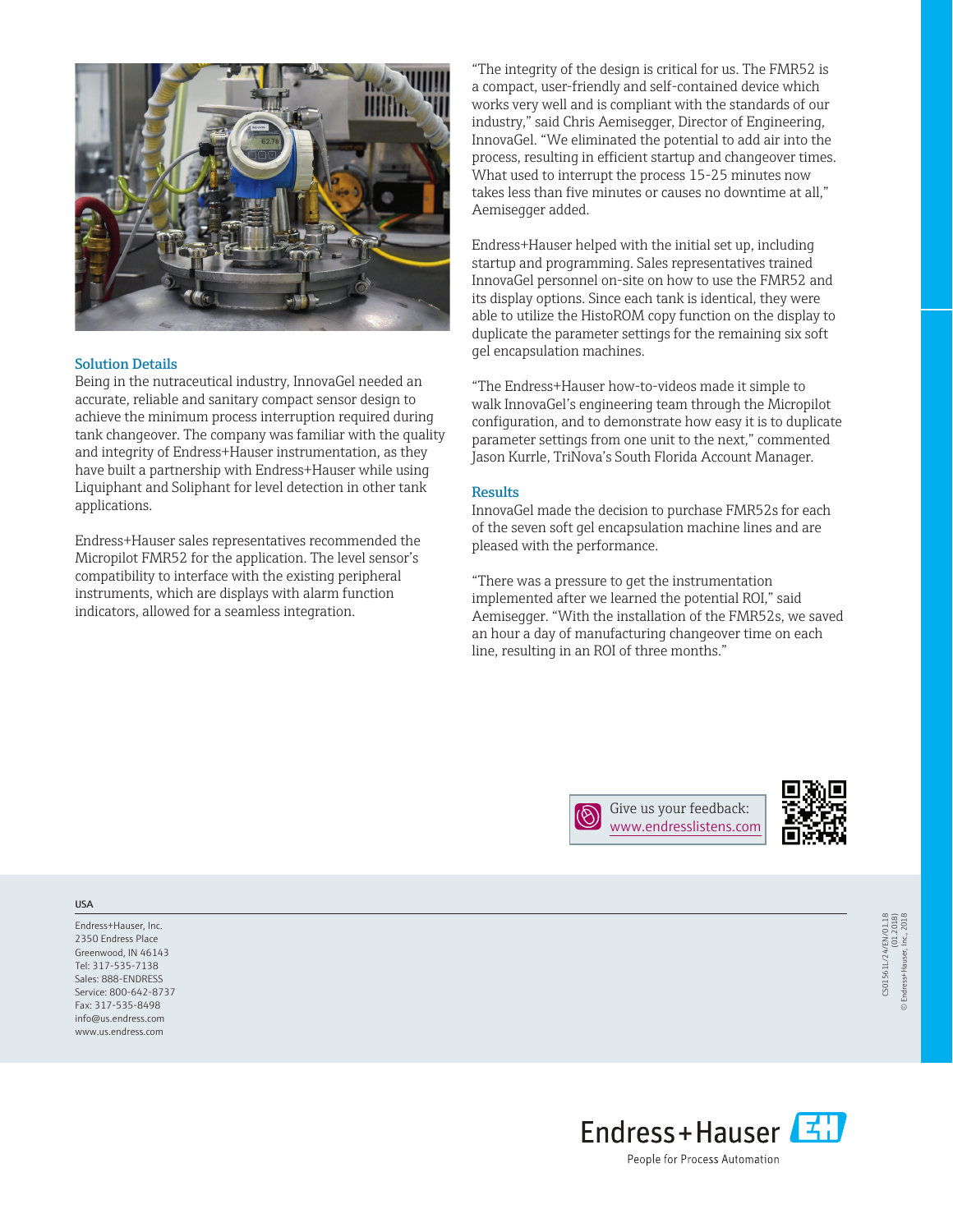## Solution Details

Being in the nutraceutical industry, InnovaGel needed an accurate, reliable and sanitary compact sensor design to achieve the minimum process interruption required during tank changeover. The company was familiar with the quality and integrity of Endress+Hauser instrumentation, as they have built a partnership with Endress+Hauser while using Liquiphant and Soliphant for level detection in other tank applications.

Endress+Hauser sales representatives recommended the Micropilot FMR52 for the application. The level sensor's compatibility to interface with the existing peripheral instruments, which are displays with alarm function indicators, allowed for a seamless integration.

"The integrity of the design is critical for us. The FMR52 is a compact, user-friendly and self-contained device which works very well and is compliant with the standards of our industry," said Chris Aemisegger, Director of Engineering, InnovaGel. "We eliminated the potential to add air into the process, resulting in efficient startup and changeover times. What used to interrupt the process 15-25 minutes now takes less than five minutes or causes no downtime at all," Aemisegger added.

Endress+Hauser helped with the initial set up, including startup and programming. Sales representatives trained InnovaGel personnel on-site on how to use the FMR52 and its display options. Since each tank is identical, they were able to utilize the HistoROM copy function on the display to duplicate the parameter settings for the remaining six soft gel encapsulation machines.

"The Endress+Hauser how-to-videos made it simple to walk InnovaGel's engineering team through the Micropilot configuration, and to demonstrate how easy it is to duplicate parameter settings from one unit to the next," commented Jason Kurrle, TriNova's South Florida Account Manager.

## Results

InnovaGel made the decision to purchase FMR52s for each of the seven soft gel encapsulation machine lines and are pleased with the performance.

"There was a pressure to get the instrumentation implemented after we learned the potential ROI," said Aemisegger. "With the installation of the FMR52s, we saved an hour a day of manufacturing changeover time on each line, resulting in an ROI of three months."

Give us your feedback: www.endresslistens.com

**USA**

Endress+Hauser, Inc.
2350 Endress Place
Greenwood, IN 46143
Tel: 317-535-7138
Sales: 888-ENDRESS
Service: 800-642-8737
Fax: 317-535-8498
info@us.endress.com
www.us.endress.com

CS01561L/24/EN/01.18
(01.2018)
© Endress+Hauser, Inc., 2018

Endress+Hauser
People for Process Automation